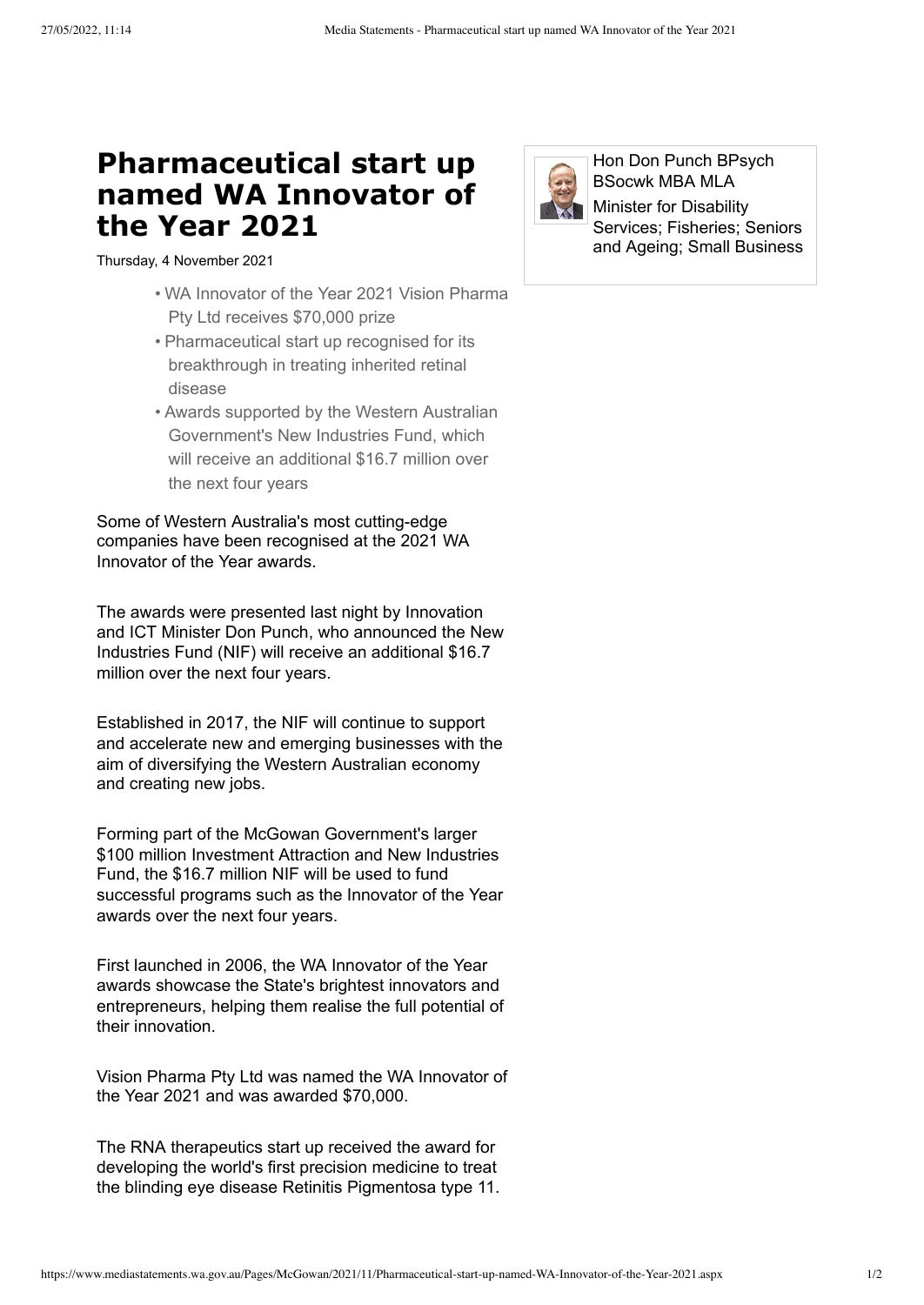# Pharmaceutical start up named WA Innovator of the Year 2021

Thursday, 4 November 2021

Hon Don Punch BPsych BSocwk MBA MLA
Minister for Disability Services; Fisheries; Seniors and Ageing; Small Business

- WA Innovator of the Year 2021 Vision Pharma Pty Ltd receives $70,000 prize
- Pharmaceutical start up recognised for its breakthrough in treating inherited retinal disease
- Awards supported by the Western Australian Government's New Industries Fund, which will receive an additional $16.7 million over the next four years

Some of Western Australia's most cutting-edge companies have been recognised at the 2021 WA Innovator of the Year awards.

The awards were presented last night by Innovation and ICT Minister Don Punch, who announced the New Industries Fund (NIF) will receive an additional $16.7 million over the next four years.

Established in 2017, the NIF will continue to support and accelerate new and emerging businesses with the aim of diversifying the Western Australian economy and creating new jobs.

Forming part of the McGowan Government's larger $100 million Investment Attraction and New Industries Fund, the $16.7 million NIF will be used to fund successful programs such as the Innovator of the Year awards over the next four years.

First launched in 2006, the WA Innovator of the Year awards showcase the State's brightest innovators and entrepreneurs, helping them realise the full potential of their innovation.

Vision Pharma Pty Ltd was named the WA Innovator of the Year 2021 and was awarded $70,000.

The RNA therapeutics start up received the award for developing the world's first precision medicine to treat the blinding eye disease Retinitis Pigmentosa type 11.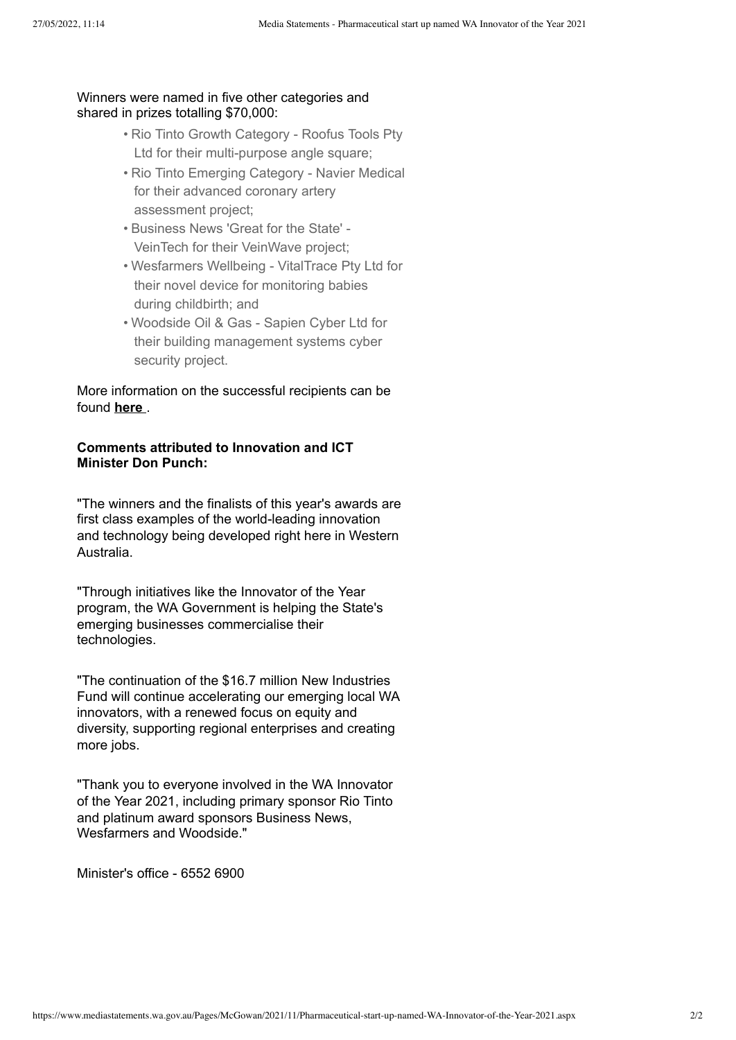Winners were named in five other categories and shared in prizes totalling $70,000:

- Rio Tinto Growth Category - Roofus Tools Pty Ltd for their multi-purpose angle square;
- Rio Tinto Emerging Category - Navier Medical for their advanced coronary artery assessment project;
- Business News 'Great for the State' - VeinTech for their VeinWave project;
- Wesfarmers Wellbeing - VitalTrace Pty Ltd for their novel device for monitoring babies during childbirth; and
- Woodside Oil & Gas - Sapien Cyber Ltd for their building management systems cyber security project.

More information on the successful recipients can be found **here** .

**Comments attributed to Innovation and ICT Minister Don Punch:**

"The winners and the finalists of this year's awards are first class examples of the world-leading innovation and technology being developed right here in Western Australia.

"Through initiatives like the Innovator of the Year program, the WA Government is helping the State's emerging businesses commercialise their technologies.

"The continuation of the $16.7 million New Industries Fund will continue accelerating our emerging local WA innovators, with a renewed focus on equity and diversity, supporting regional enterprises and creating more jobs.

"Thank you to everyone involved in the WA Innovator of the Year 2021, including primary sponsor Rio Tinto and platinum award sponsors Business News, Wesfarmers and Woodside."

Minister's office - 6552 6900